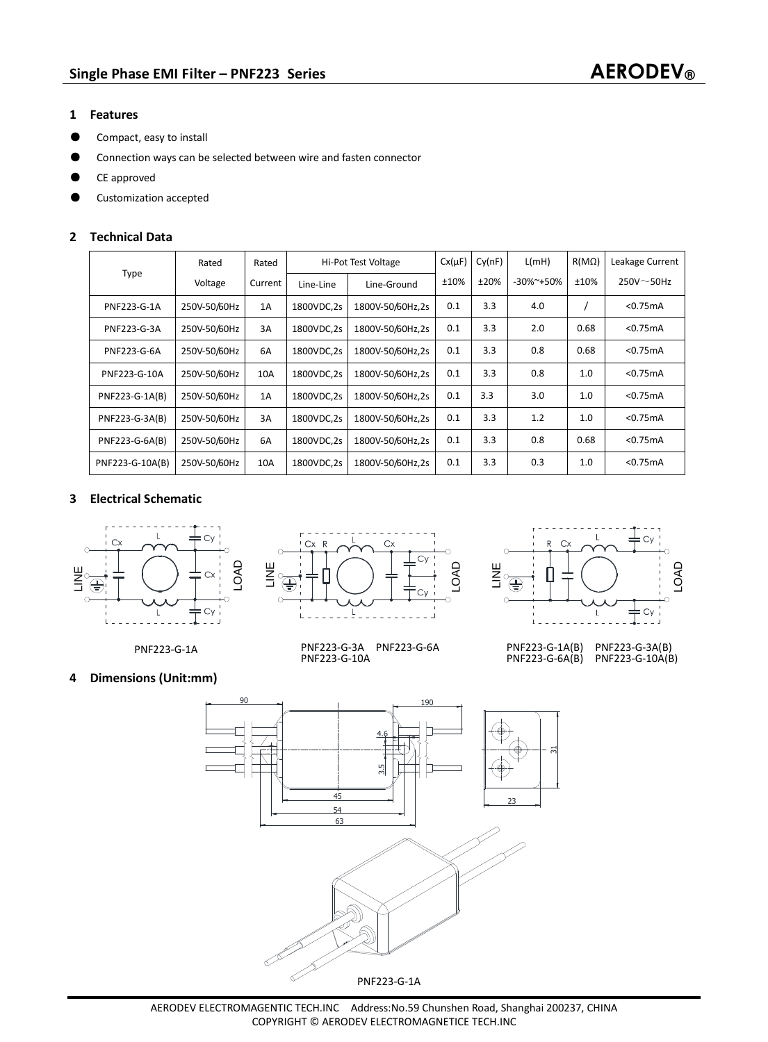## Single Phase EMI Filter – PNF223 Series

**AERODEV®**

### 1 Features

- Compact, easy to install
- Connection ways can be selected between wire and fasten connector
- CE approved
- Customization accepted

### 2 Technical Data

| Type | Rated Voltage | Rated Current | Hi-Pot Test Voltage | | Cx(μF) ±10% | Cy(nF) ±20% | L(mH) -30%~+50% | R(MΩ) ±10% | Leakage Current 250V～50Hz |
|---|---|---|---|---|---|---|---|---|---|
| | | | Line-Line | Line-Ground | | | | | |
| PNF223-G-1A | 250V-50/60Hz | 1A | 1800VDC,2s | 1800V-50/60Hz,2s | 0.1 | 3.3 | 4.0 | / | <0.75mA |
| PNF223-G-3A | 250V-50/60Hz | 3A | 1800VDC,2s | 1800V-50/60Hz,2s | 0.1 | 3.3 | 2.0 | 0.68 | <0.75mA |
| PNF223-G-6A | 250V-50/60Hz | 6A | 1800VDC,2s | 1800V-50/60Hz,2s | 0.1 | 3.3 | 0.8 | 0.68 | <0.75mA |
| PNF223-G-10A | 250V-50/60Hz | 10A | 1800VDC,2s | 1800V-50/60Hz,2s | 0.1 | 3.3 | 0.8 | 1.0 | <0.75mA |
| PNF223-G-1A(B) | 250V-50/60Hz | 1A | 1800VDC,2s | 1800V-50/60Hz,2s | 0.1 | 3.3 | 3.0 | 1.0 | <0.75mA |
| PNF223-G-3A(B) | 250V-50/60Hz | 3A | 1800VDC,2s | 1800V-50/60Hz,2s | 0.1 | 3.3 | 1.2 | 1.0 | <0.75mA |
| PNF223-G-6A(B) | 250V-50/60Hz | 6A | 1800VDC,2s | 1800V-50/60Hz,2s | 0.1 | 3.3 | 0.8 | 0.68 | <0.75mA |
| PNF223-G-10A(B) | 250V-50/60Hz | 10A | 1800VDC,2s | 1800V-50/60Hz,2s | 0.1 | 3.3 | 0.3 | 1.0 | <0.75mA |

### 3 Electrical Schematic

PNF223-G-1A

PNF223-G-3A PNF223-G-6A PNF223-G-10A

PNF223-G-1A(B) PNF223-G-3A(B) PNF223-G-6A(B) PNF223-G-10A(B)

### 4 Dimensions (Unit:mm)

PNF223-G-1A

AERODEV ELECTROMAGENTIC TECH.INC Address:No.59 Chunshen Road, Shanghai 200237, CHINA
COPYRIGHT © AERODEV ELECTROMAGNETICE TECH.INC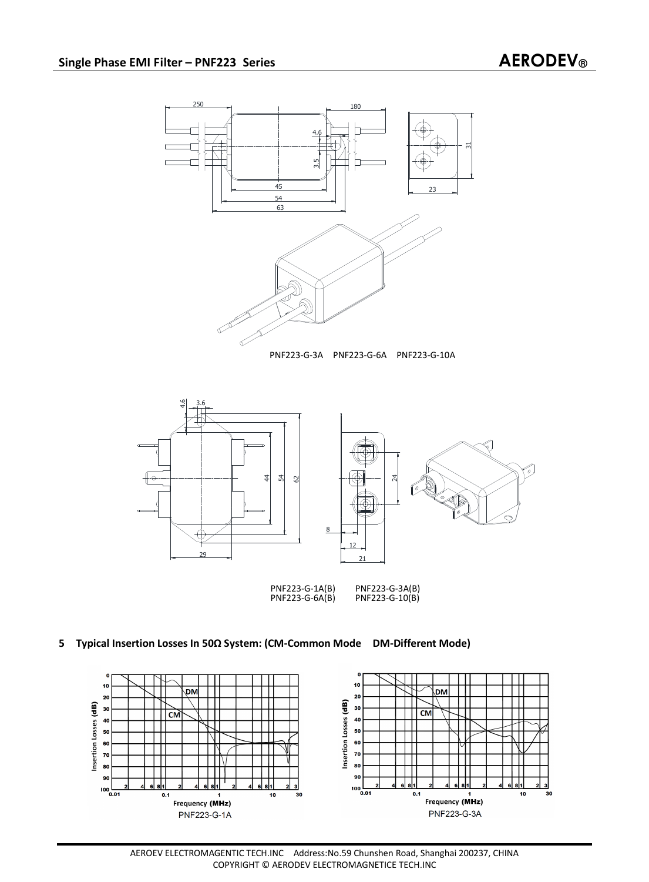PNF223-G-3A    PNF223-G-6A    PNF223-G-10A

PNF223-G-1A(B)    PNF223-G-3A(B)
PNF223-G-6A(B)    PNF223-G-10(B)

**5 Typical Insertion Losses In 50Ω System: (CM-Common Mode DM-Different Mode)**

PNF223-G-1A

PNF223-G-3A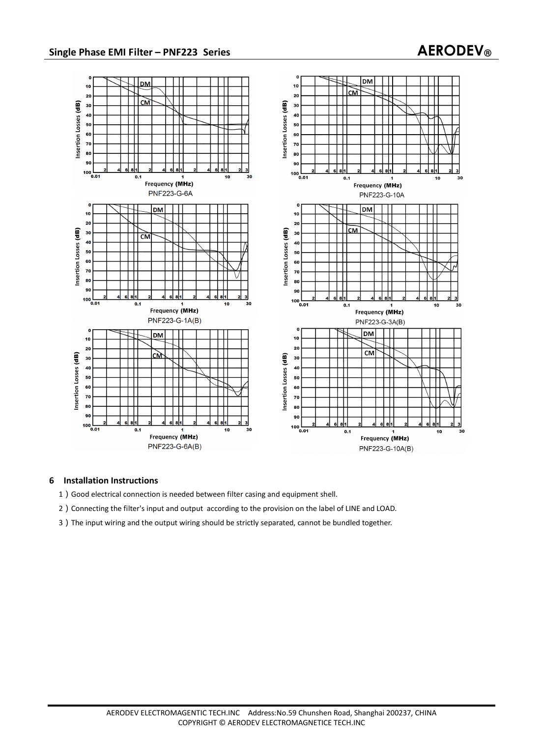Insertion Losses (dB)
0
10
20
30
40
50
60
70
80
90
100
DM
CM
0.01 2 4 6 8 1 2 4 6 8 1 2 4 6 8 1 2 3
0.1
1
10
30
Frequency (MHz)
PNF223-G-6A

Insertion Losses (dB)
0
10
20
30
40
50
60
70
80
90
100
DM
CM
0.01 2 4 6 8 1 2 4 6 8 1 2 4 6 8 1 2 3
0.1
1
10
30
Frequency (MHz)
PNF223-G-10A

Insertion Losses (dB)
0
10
20
30
40
50
60
70
80
90
100
DM
CM
0.01 2 4 6 8 1 2 4 6 8 1 2 4 6 8 1 2 3
0.1
1
10
30
Frequency (MHz)
PNF223-G-1A(B)

Insertion Losses (dB)
0
10
20
30
40
50
60
70
80
90
100
DM
CM
0.01 2 4 6 8 1 2 4 6 8 1 2 4 6 8 1 2 3
0.1
1
10
30
Frequency (MHz)
PNF223-G-3A(B)

Insertion Losses (dB)
0
10
20
30
40
50
60
70
80
90
100
DM
CM
0.01 2 4 6 8 1 2 4 6 8 1 2 4 6 8 1 2 3
0.1
1
10
30
Frequency (MHz)
PNF223-G-6A(B)

Insertion Losses (dB)
0
10
20
30
40
50
60
70
80
90
100
DM
CM
0.01 2 4 6 8 1 2 4 6 8 1 2 4 6 8 1 2 3
0.1
1
10
30
Frequency (MHz)
PNF223-G-10A(B)

## 6 Installation Instructions

1）Good electrical connection is needed between filter casing and equipment shell.

2）Connecting the filter's input and output according to the provision on the label of LINE and LOAD.

3）The input wiring and the output wiring should be strictly separated, cannot be bundled together.